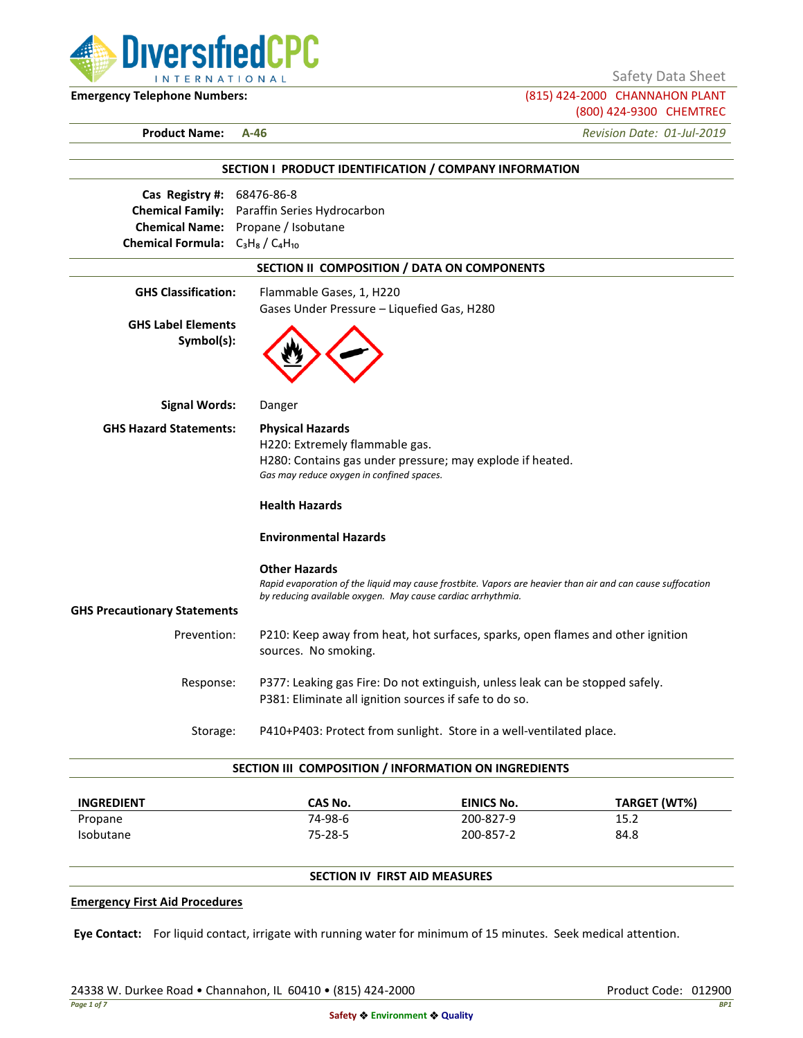Safety Data Sheet

**Emergency Telephone Numbers:** (815) 424-2000 CHANNAHON PLANT
(800) 424-9300 CHEMTREC

**Product Name:** **A-46** *Revision Date: 01-Jul-2019*

## SECTION I PRODUCT IDENTIFICATION / COMPANY INFORMATION

**Cas Registry #:** 68476-86-8
**Chemical Family:** Paraffin Series Hydrocarbon
**Chemical Name:** Propane / Isobutane
**Chemical Formula:** $C_3H_8$ / $C_4H_{10}$

## SECTION II COMPOSITION / DATA ON COMPONENTS

**GHS Classification:** Flammable Gases, 1, H220
Gases Under Pressure – Liquefied Gas, H280

**GHS Label Elements Symbol(s):**

**Signal Words:** Danger

**GHS Hazard Statements:**

**Physical Hazards**
H220: Extremely flammable gas.
H280: Contains gas under pressure; may explode if heated.
*Gas may reduce oxygen in confined spaces.*

**Health Hazards**

**Environmental Hazards**

**Other Hazards**
*Rapid evaporation of the liquid may cause frostbite. Vapors are heavier than air and can cause suffocation by reducing available oxygen. May cause cardiac arrhythmia.*

**GHS Precautionary Statements**

Prevention: P210: Keep away from heat, hot surfaces, sparks, open flames and other ignition sources. No smoking.

Response: P377: Leaking gas Fire: Do not extinguish, unless leak can be stopped safely.
P381: Eliminate all ignition sources if safe to do so.

Storage: P410+P403: Protect from sunlight. Store in a well-ventilated place.

## SECTION III COMPOSITION / INFORMATION ON INGREDIENTS

| INGREDIENT | CAS No. | EINICS No. | TARGET (WT%) |
|---|---|---|---|
| Propane | 74-98-6 | 200-827-9 | 15.2 |
| Isobutane | 75-28-5 | 200-857-2 | 84.8 |

## SECTION IV FIRST AID MEASURES

**Emergency First Aid Procedures**

**Eye Contact:** For liquid contact, irrigate with running water for minimum of 15 minutes. Seek medical attention.

24338 W. Durkee Road • Channahon, IL 60410 • (815) 424-2000 Product Code: 012900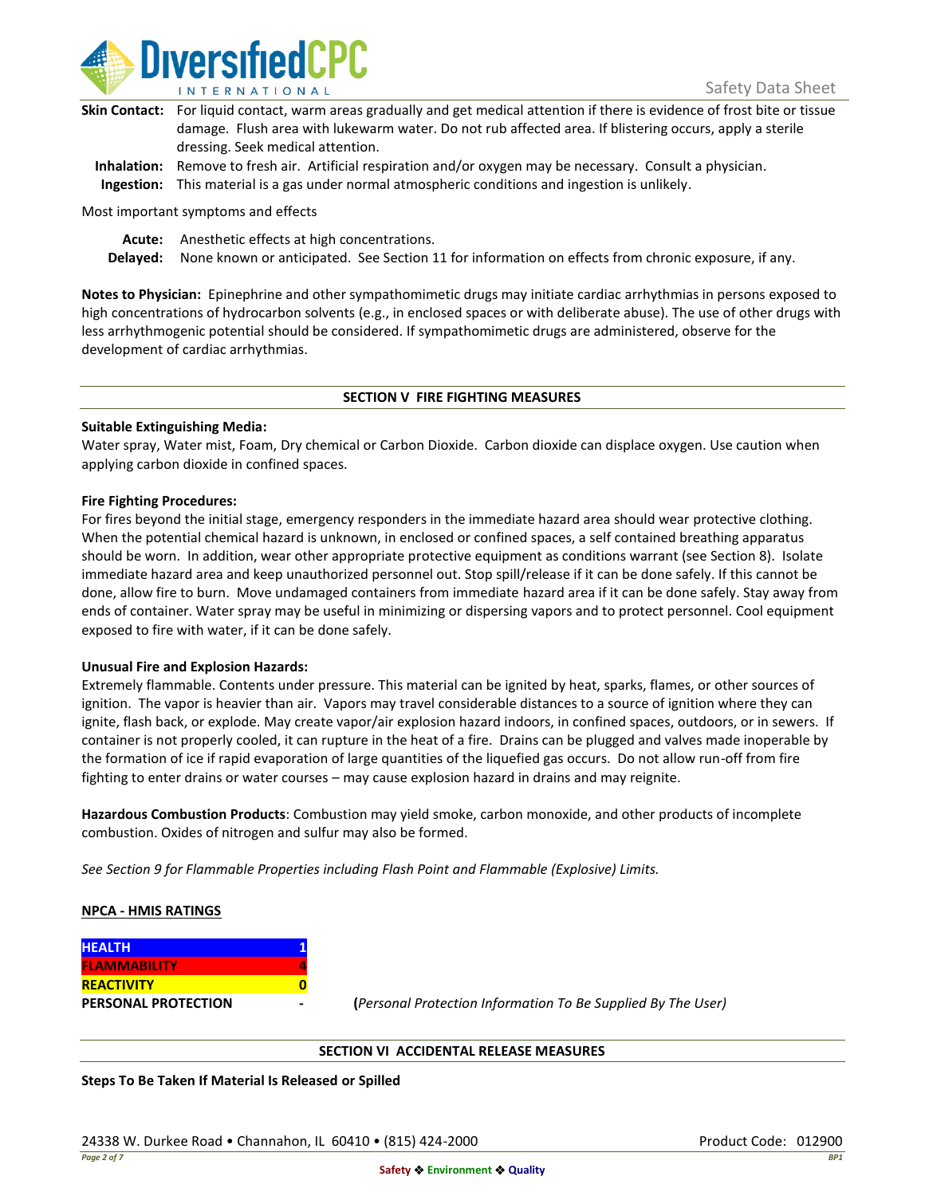**Skin Contact:** For liquid contact, warm areas gradually and get medical attention if there is evidence of frost bite or tissue damage. Flush area with lukewarm water. Do not rub affected area. If blistering occurs, apply a sterile dressing. Seek medical attention.

**Inhalation:** Remove to fresh air. Artificial respiration and/or oxygen may be necessary. Consult a physician.

**Ingestion:** This material is a gas under normal atmospheric conditions and ingestion is unlikely.

Most important symptoms and effects

**Acute:** Anesthetic effects at high concentrations.

**Delayed:** None known or anticipated. See Section 11 for information on effects from chronic exposure, if any.

**Notes to Physician:** Epinephrine and other sympathomimetic drugs may initiate cardiac arrhythmias in persons exposed to high concentrations of hydrocarbon solvents (e.g., in enclosed spaces or with deliberate abuse). The use of other drugs with less arrhythmogenic potential should be considered. If sympathomimetic drugs are administered, observe for the development of cardiac arrhythmias.

## SECTION V FIRE FIGHTING MEASURES

**Suitable Extinguishing Media:**

Water spray, Water mist, Foam, Dry chemical or Carbon Dioxide. Carbon dioxide can displace oxygen. Use caution when applying carbon dioxide in confined spaces.

**Fire Fighting Procedures:**

For fires beyond the initial stage, emergency responders in the immediate hazard area should wear protective clothing. When the potential chemical hazard is unknown, in enclosed or confined spaces, a self contained breathing apparatus should be worn. In addition, wear other appropriate protective equipment as conditions warrant (see Section 8). Isolate immediate hazard area and keep unauthorized personnel out. Stop spill/release if it can be done safely. If this cannot be done, allow fire to burn. Move undamaged containers from immediate hazard area if it can be done safely. Stay away from ends of container. Water spray may be useful in minimizing or dispersing vapors and to protect personnel. Cool equipment exposed to fire with water, if it can be done safely.

**Unusual Fire and Explosion Hazards:**

Extremely flammable. Contents under pressure. This material can be ignited by heat, sparks, flames, or other sources of ignition. The vapor is heavier than air. Vapors may travel considerable distances to a source of ignition where they can ignite, flash back, or explode. May create vapor/air explosion hazard indoors, in confined spaces, outdoors, or in sewers. If container is not properly cooled, it can rupture in the heat of a fire. Drains can be plugged and valves made inoperable by the formation of ice if rapid evaporation of large quantities of the liquefied gas occurs. Do not allow run-off from fire fighting to enter drains or water courses – may cause explosion hazard in drains and may reignite.

**Hazardous Combustion Products**: Combustion may yield smoke, carbon monoxide, and other products of incomplete combustion. Oxides of nitrogen and sulfur may also be formed.

*See Section 9 for Flammable Properties including Flash Point and Flammable (Explosive) Limits.*

**NPCA - HMIS RATINGS**

| | |
|---|---|
| **HEALTH** | **1** |
| **FLAMMABILITY** | **4** |
| **REACTIVITY** | **0** |
| **PERSONAL PROTECTION** | **-** |

(*Personal Protection Information To Be Supplied By The User)*

## SECTION VI ACCIDENTAL RELEASE MEASURES

**Steps To Be Taken If Material Is Released or Spilled**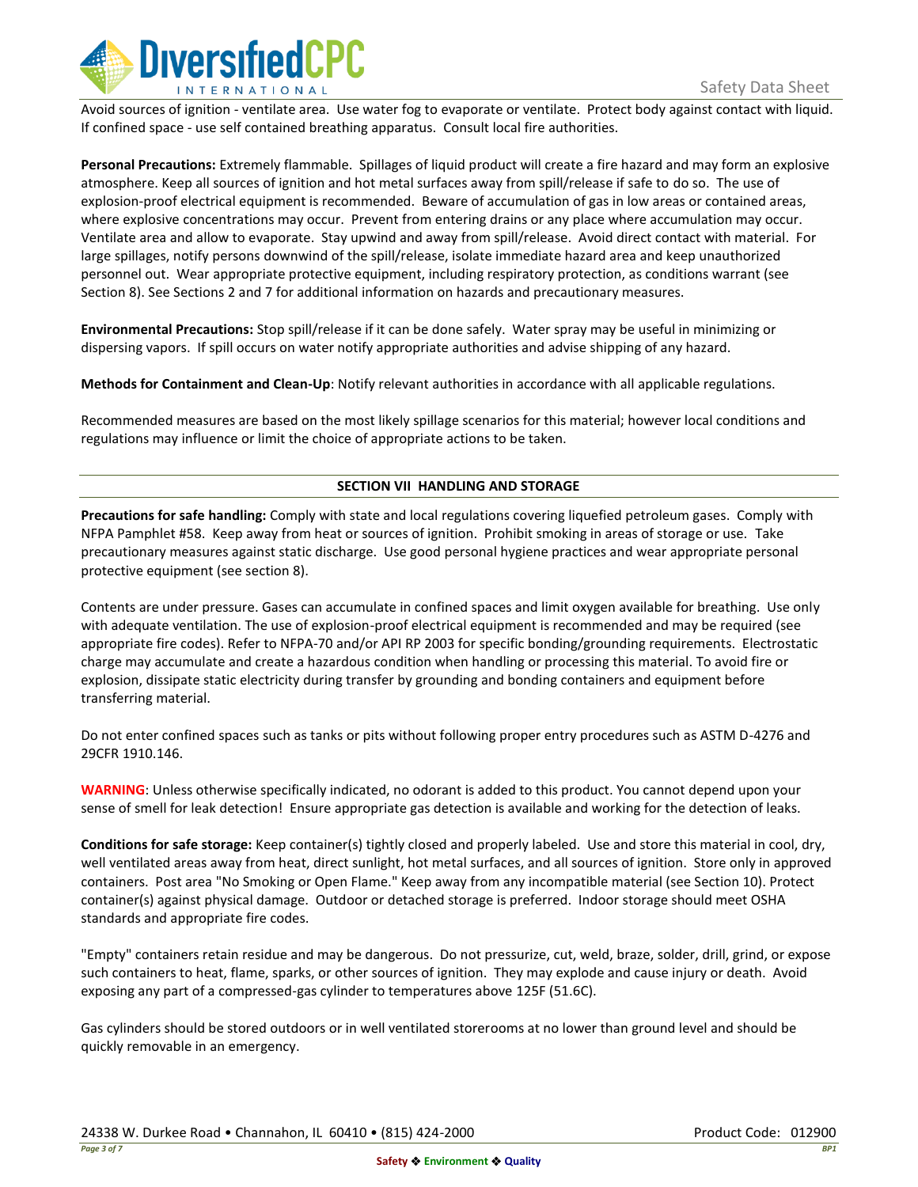Avoid sources of ignition - ventilate area. Use water fog to evaporate or ventilate. Protect body against contact with liquid. If confined space - use self contained breathing apparatus. Consult local fire authorities.

**Personal Precautions:** Extremely flammable. Spillages of liquid product will create a fire hazard and may form an explosive atmosphere. Keep all sources of ignition and hot metal surfaces away from spill/release if safe to do so. The use of explosion-proof electrical equipment is recommended. Beware of accumulation of gas in low areas or contained areas, where explosive concentrations may occur. Prevent from entering drains or any place where accumulation may occur. Ventilate area and allow to evaporate. Stay upwind and away from spill/release. Avoid direct contact with material. For large spillages, notify persons downwind of the spill/release, isolate immediate hazard area and keep unauthorized personnel out. Wear appropriate protective equipment, including respiratory protection, as conditions warrant (see Section 8). See Sections 2 and 7 for additional information on hazards and precautionary measures.

**Environmental Precautions:** Stop spill/release if it can be done safely. Water spray may be useful in minimizing or dispersing vapors. If spill occurs on water notify appropriate authorities and advise shipping of any hazard.

**Methods for Containment and Clean-Up**: Notify relevant authorities in accordance with all applicable regulations.

Recommended measures are based on the most likely spillage scenarios for this material; however local conditions and regulations may influence or limit the choice of appropriate actions to be taken.

## SECTION VII HANDLING AND STORAGE

**Precautions for safe handling:** Comply with state and local regulations covering liquefied petroleum gases. Comply with NFPA Pamphlet #58. Keep away from heat or sources of ignition. Prohibit smoking in areas of storage or use. Take precautionary measures against static discharge. Use good personal hygiene practices and wear appropriate personal protective equipment (see section 8).

Contents are under pressure. Gases can accumulate in confined spaces and limit oxygen available for breathing. Use only with adequate ventilation. The use of explosion-proof electrical equipment is recommended and may be required (see appropriate fire codes). Refer to NFPA-70 and/or API RP 2003 for specific bonding/grounding requirements. Electrostatic charge may accumulate and create a hazardous condition when handling or processing this material. To avoid fire or explosion, dissipate static electricity during transfer by grounding and bonding containers and equipment before transferring material.

Do not enter confined spaces such as tanks or pits without following proper entry procedures such as ASTM D-4276 and 29CFR 1910.146.

**WARNING**: Unless otherwise specifically indicated, no odorant is added to this product. You cannot depend upon your sense of smell for leak detection! Ensure appropriate gas detection is available and working for the detection of leaks.

**Conditions for safe storage:** Keep container(s) tightly closed and properly labeled. Use and store this material in cool, dry, well ventilated areas away from heat, direct sunlight, hot metal surfaces, and all sources of ignition. Store only in approved containers. Post area "No Smoking or Open Flame." Keep away from any incompatible material (see Section 10). Protect container(s) against physical damage. Outdoor or detached storage is preferred. Indoor storage should meet OSHA standards and appropriate fire codes.

"Empty" containers retain residue and may be dangerous. Do not pressurize, cut, weld, braze, solder, drill, grind, or expose such containers to heat, flame, sparks, or other sources of ignition. They may explode and cause injury or death. Avoid exposing any part of a compressed-gas cylinder to temperatures above 125F (51.6C).

Gas cylinders should be stored outdoors or in well ventilated storerooms at no lower than ground level and should be quickly removable in an emergency.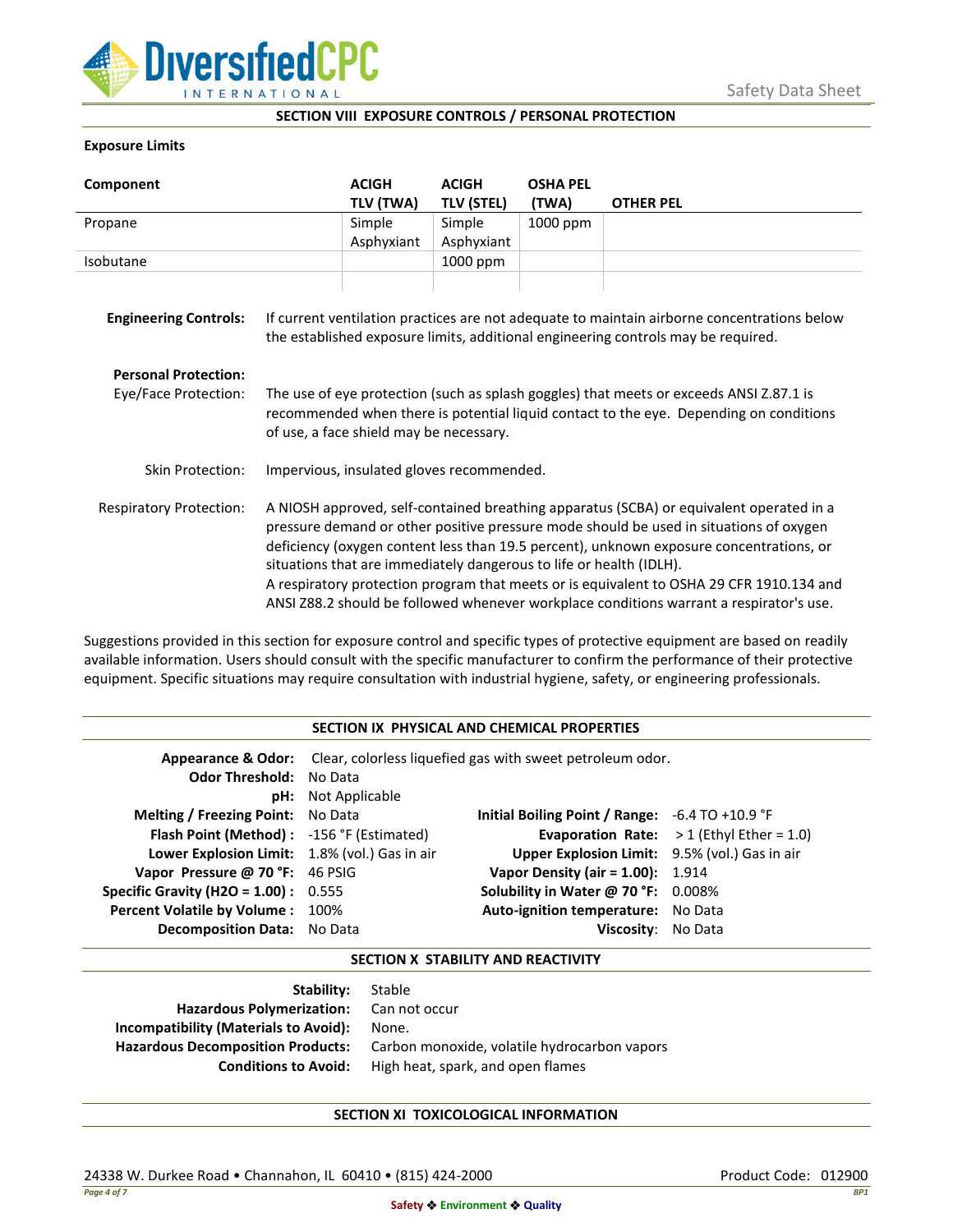## SECTION VIII EXPOSURE CONTROLS / PERSONAL PROTECTION

**Exposure Limits**

| Component | ACIGH TLV (TWA) | ACIGH TLV (STEL) | OSHA PEL (TWA) | OTHER PEL |
|---|---|---|---|---|
| Propane | Simple Asphyxiant | Simple Asphyxiant | 1000 ppm | |
| Isobutane | | 1000 ppm | | |
| | | | | |

**Engineering Controls:** If current ventilation practices are not adequate to maintain airborne concentrations below the established exposure limits, additional engineering controls may be required.

**Personal Protection:**

Eye/Face Protection: The use of eye protection (such as splash goggles) that meets or exceeds ANSI Z.87.1 is recommended when there is potential liquid contact to the eye. Depending on conditions of use, a face shield may be necessary.

Skin Protection: Impervious, insulated gloves recommended.

Respiratory Protection: A NIOSH approved, self-contained breathing apparatus (SCBA) or equivalent operated in a pressure demand or other positive pressure mode should be used in situations of oxygen deficiency (oxygen content less than 19.5 percent), unknown exposure concentrations, or situations that are immediately dangerous to life or health (IDLH).
A respiratory protection program that meets or is equivalent to OSHA 29 CFR 1910.134 and ANSI Z88.2 should be followed whenever workplace conditions warrant a respirator's use.

Suggestions provided in this section for exposure control and specific types of protective equipment are based on readily available information. Users should consult with the specific manufacturer to confirm the performance of their protective equipment. Specific situations may require consultation with industrial hygiene, safety, or engineering professionals.

## SECTION IX PHYSICAL AND CHEMICAL PROPERTIES

**Appearance & Odor:** Clear, colorless liquefied gas with sweet petroleum odor.
**Odor Threshold:** No Data
**pH:** Not Applicable

| | | | |
|---|---|---|---|
| **Melting / Freezing Point:** | No Data | **Initial Boiling Point / Range:** | -6.4 TO +10.9 °F |
| **Flash Point (Method) :** | -156 °F (Estimated) | **Evaporation Rate:** | > 1 (Ethyl Ether = 1.0) |
| **Lower Explosion Limit:** | 1.8% (vol.) Gas in air | **Upper Explosion Limit:** | 9.5% (vol.) Gas in air |
| **Vapor Pressure @ 70 °F:** | 46 PSIG | **Vapor Density (air = 1.00):** | 1.914 |
| **Specific Gravity (H2O = 1.00) :** | 0.555 | **Solubility in Water @ 70 °F:** | 0.008% |
| **Percent Volatile by Volume :** | 100% | **Auto-ignition temperature:** | No Data |
| **Decomposition Data:** | No Data | **Viscosity:** | No Data |

## SECTION X STABILITY AND REACTIVITY

**Stability:** Stable
**Hazardous Polymerization:** Can not occur
**Incompatibility (Materials to Avoid):** None.
**Hazardous Decomposition Products:** Carbon monoxide, volatile hydrocarbon vapors
**Conditions to Avoid:** High heat, spark, and open flames

## SECTION XI TOXICOLOGICAL INFORMATION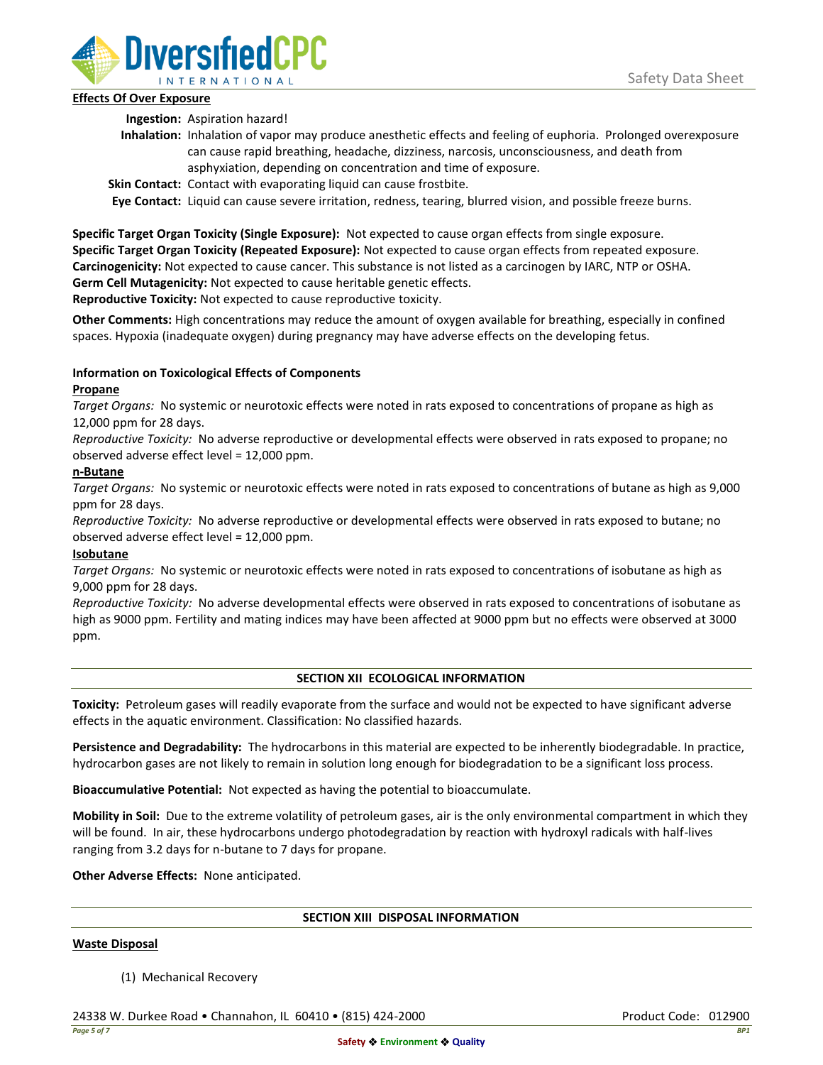**Effects Of Over Exposure**

**Ingestion:** Aspiration hazard!

**Inhalation:** Inhalation of vapor may produce anesthetic effects and feeling of euphoria. Prolonged overexposure can cause rapid breathing, headache, dizziness, narcosis, unconsciousness, and death from asphyxiation, depending on concentration and time of exposure.

**Skin Contact:** Contact with evaporating liquid can cause frostbite.

**Eye Contact:** Liquid can cause severe irritation, redness, tearing, blurred vision, and possible freeze burns.

**Specific Target Organ Toxicity (Single Exposure):** Not expected to cause organ effects from single exposure.
**Specific Target Organ Toxicity (Repeated Exposure):** Not expected to cause organ effects from repeated exposure.
**Carcinogenicity:** Not expected to cause cancer. This substance is not listed as a carcinogen by IARC, NTP or OSHA.
**Germ Cell Mutagenicity:** Not expected to cause heritable genetic effects.
**Reproductive Toxicity:** Not expected to cause reproductive toxicity.

**Other Comments:** High concentrations may reduce the amount of oxygen available for breathing, especially in confined spaces. Hypoxia (inadequate oxygen) during pregnancy may have adverse effects on the developing fetus.

**Information on Toxicological Effects of Components**

**Propane**

*Target Organs:* No systemic or neurotoxic effects were noted in rats exposed to concentrations of propane as high as 12,000 ppm for 28 days.

*Reproductive Toxicity:* No adverse reproductive or developmental effects were observed in rats exposed to propane; no observed adverse effect level = 12,000 ppm.

**n-Butane**

*Target Organs:* No systemic or neurotoxic effects were noted in rats exposed to concentrations of butane as high as 9,000 ppm for 28 days.

*Reproductive Toxicity:* No adverse reproductive or developmental effects were observed in rats exposed to butane; no observed adverse effect level = 12,000 ppm.

**Isobutane**

*Target Organs:* No systemic or neurotoxic effects were noted in rats exposed to concentrations of isobutane as high as 9,000 ppm for 28 days.

*Reproductive Toxicity:* No adverse developmental effects were observed in rats exposed to concentrations of isobutane as high as 9000 ppm. Fertility and mating indices may have been affected at 9000 ppm but no effects were observed at 3000 ppm.

## SECTION XII ECOLOGICAL INFORMATION

**Toxicity:** Petroleum gases will readily evaporate from the surface and would not be expected to have significant adverse effects in the aquatic environment. Classification: No classified hazards.

**Persistence and Degradability:** The hydrocarbons in this material are expected to be inherently biodegradable. In practice, hydrocarbon gases are not likely to remain in solution long enough for biodegradation to be a significant loss process.

**Bioaccumulative Potential:** Not expected as having the potential to bioaccumulate.

**Mobility in Soil:** Due to the extreme volatility of petroleum gases, air is the only environmental compartment in which they will be found. In air, these hydrocarbons undergo photodegradation by reaction with hydroxyl radicals with half-lives ranging from 3.2 days for n-butane to 7 days for propane.

**Other Adverse Effects:** None anticipated.

## SECTION XIII DISPOSAL INFORMATION

**Waste Disposal**

(1) Mechanical Recovery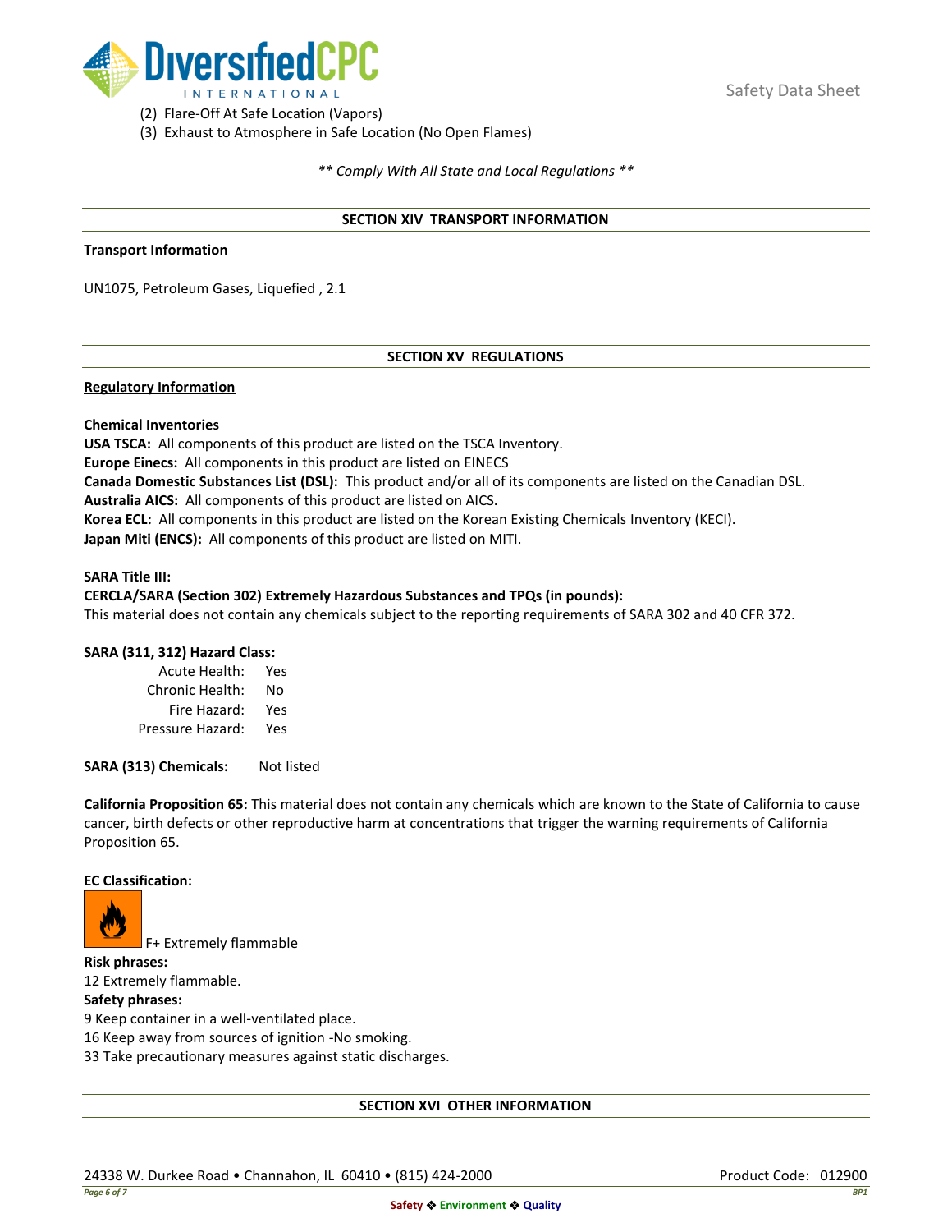(2) Flare-Off At Safe Location (Vapors)
(3) Exhaust to Atmosphere in Safe Location (No Open Flames)

*** Comply With All State and Local Regulations ***

## SECTION XIV TRANSPORT INFORMATION

**Transport Information**

UN1075, Petroleum Gases, Liquefied , 2.1

## SECTION XV REGULATIONS

**Regulatory Information**

**Chemical Inventories**
**USA TSCA:** All components of this product are listed on the TSCA Inventory.
**Europe Einecs:** All components in this product are listed on EINECS
**Canada Domestic Substances List (DSL):** This product and/or all of its components are listed on the Canadian DSL.
**Australia AICS:** All components of this product are listed on AICS.
**Korea ECL:** All components in this product are listed on the Korean Existing Chemicals Inventory (KECI).
**Japan Miti (ENCS):** All components of this product are listed on MITI.

**SARA Title III:**
**CERCLA/SARA (Section 302) Extremely Hazardous Substances and TPQs (in pounds):**
This material does not contain any chemicals subject to the reporting requirements of SARA 302 and 40 CFR 372.

**SARA (311, 312) Hazard Class:**

| | |
|---|---|
| Acute Health: | Yes |
| Chronic Health: | No |
| Fire Hazard: | Yes |
| Pressure Hazard: | Yes |

**SARA (313) Chemicals:** Not listed

**California Proposition 65:** This material does not contain any chemicals which are known to the State of California to cause cancer, birth defects or other reproductive harm at concentrations that trigger the warning requirements of California Proposition 65.

**EC Classification:**

F+ Extremely flammable

**Risk phrases:**
12 Extremely flammable.

**Safety phrases:**
9 Keep container in a well-ventilated place.
16 Keep away from sources of ignition -No smoking.
33 Take precautionary measures against static discharges.

## SECTION XVI OTHER INFORMATION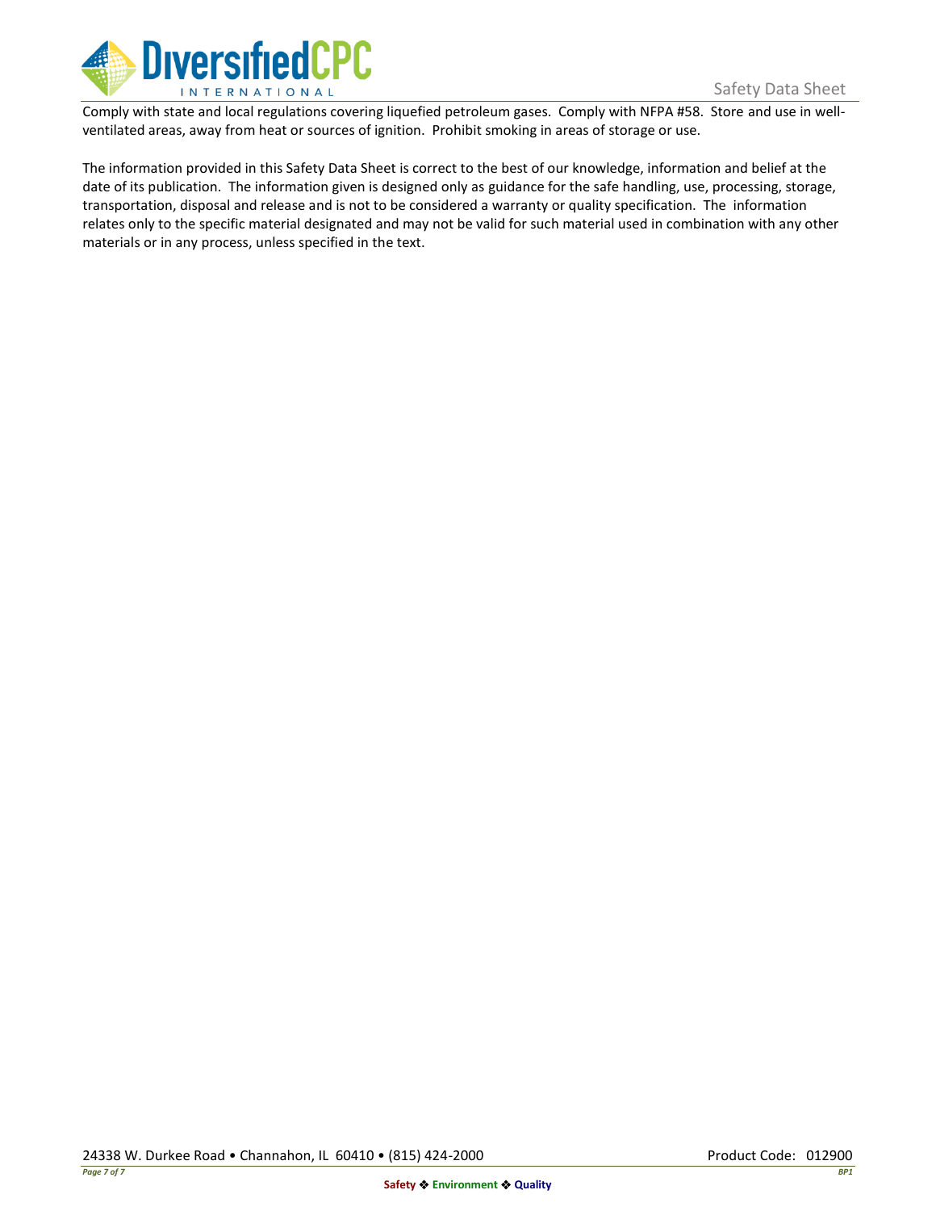Comply with state and local regulations covering liquefied petroleum gases. Comply with NFPA #58. Store and use in well-ventilated areas, away from heat or sources of ignition. Prohibit smoking in areas of storage or use.

The information provided in this Safety Data Sheet is correct to the best of our knowledge, information and belief at the date of its publication. The information given is designed only as guidance for the safe handling, use, processing, storage, transportation, disposal and release and is not to be considered a warranty or quality specification. The information relates only to the specific material designated and may not be valid for such material used in combination with any other materials or in any process, unless specified in the text.